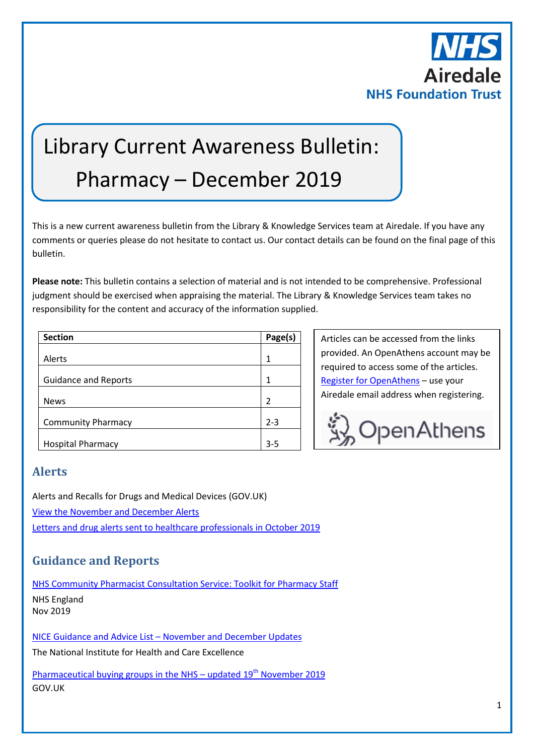Airedale
NHS Foundation Trust

# Library Current Awareness Bulletin: Pharmacy – December 2019

This is a new current awareness bulletin from the Library & Knowledge Services team at Airedale. If you have any comments or queries please do not hesitate to contact us. Our contact details can be found on the final page of this bulletin.

**Please note:** This bulletin contains a selection of material and is not intended to be comprehensive. Professional judgment should be exercised when appraising the material. The Library & Knowledge Services team takes no responsibility for the content and accuracy of the information supplied.

| Section | Page(s) |
|---|---|
| Alerts | 1 |
| Guidance and Reports | 1 |
| News | 2 |
| Community Pharmacy | 2-3 |
| Hospital Pharmacy | 3-5 |

Articles can be accessed from the links provided. An OpenAthens account may be required to access some of the articles. Register for OpenAthens – use your Airedale email address when registering.

OpenAthens

## Alerts

Alerts and Recalls for Drugs and Medical Devices (GOV.UK)
View the November and December Alerts
Letters and drug alerts sent to healthcare professionals in October 2019

## Guidance and Reports

NHS Community Pharmacist Consultation Service: Toolkit for Pharmacy Staff
NHS England
Nov 2019

NICE Guidance and Advice List – November and December Updates
The National Institute for Health and Care Excellence

Pharmaceutical buying groups in the NHS – updated 19th November 2019
GOV.UK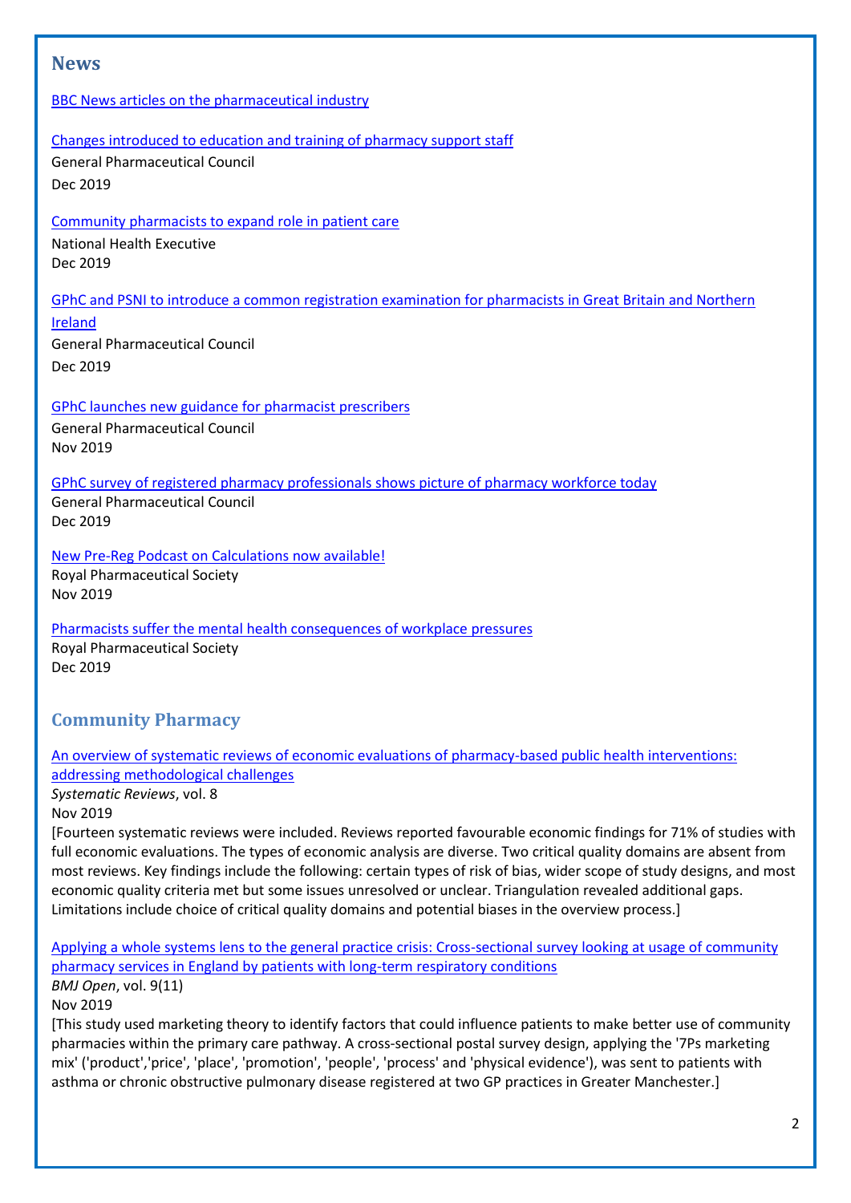## News

BBC News articles on the pharmaceutical industry

Changes introduced to education and training of pharmacy support staff
General Pharmaceutical Council
Dec 2019

Community pharmacists to expand role in patient care
National Health Executive
Dec 2019

GPhC and PSNI to introduce a common registration examination for pharmacists in Great Britain and Northern Ireland
General Pharmaceutical Council
Dec 2019

GPhC launches new guidance for pharmacist prescribers
General Pharmaceutical Council
Nov 2019

GPhC survey of registered pharmacy professionals shows picture of pharmacy workforce today
General Pharmaceutical Council
Dec 2019

New Pre-Reg Podcast on Calculations now available!
Royal Pharmaceutical Society
Nov 2019

Pharmacists suffer the mental health consequences of workplace pressures
Royal Pharmaceutical Society
Dec 2019

## Community Pharmacy

An overview of systematic reviews of economic evaluations of pharmacy-based public health interventions: addressing methodological challenges
*Systematic Reviews*, vol. 8
Nov 2019
[Fourteen systematic reviews were included. Reviews reported favourable economic findings for 71% of studies with full economic evaluations. The types of economic analysis are diverse. Two critical quality domains are absent from most reviews. Key findings include the following: certain types of risk of bias, wider scope of study designs, and most economic quality criteria met but some issues unresolved or unclear. Triangulation revealed additional gaps. Limitations include choice of critical quality domains and potential biases in the overview process.]

Applying a whole systems lens to the general practice crisis: Cross-sectional survey looking at usage of community pharmacy services in England by patients with long-term respiratory conditions
*BMJ Open*, vol. 9(11)
Nov 2019
[This study used marketing theory to identify factors that could influence patients to make better use of community pharmacies within the primary care pathway. A cross-sectional postal survey design, applying the '7Ps marketing mix' ('product','price', 'place', 'promotion', 'people', 'process' and 'physical evidence'), was sent to patients with asthma or chronic obstructive pulmonary disease registered at two GP practices in Greater Manchester.]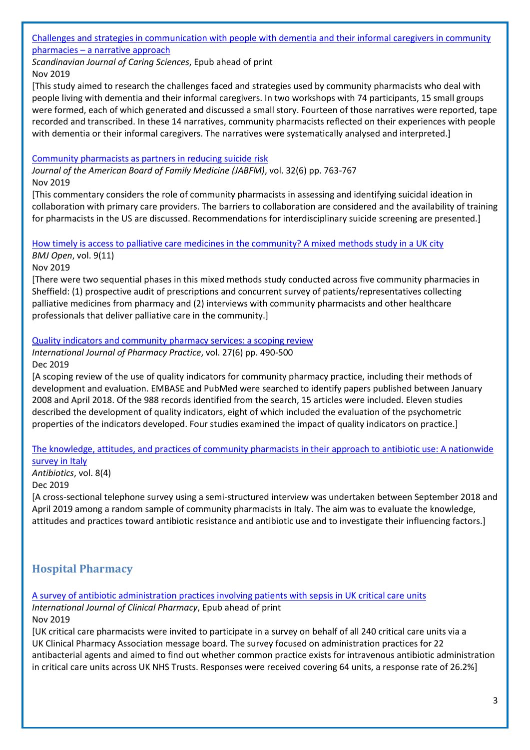[Challenges and strategies in communication with people with dementia and their informal caregivers in community pharmacies – a narrative approach]

*Scandinavian Journal of Caring Sciences*, Epub ahead of print

Nov 2019

[This study aimed to research the challenges faced and strategies used by community pharmacists who deal with people living with dementia and their informal caregivers. In two workshops with 74 participants, 15 small groups were formed, each of which generated and discussed a small story. Fourteen of those narratives were reported, tape recorded and transcribed. In these 14 narratives, community pharmacists reflected on their experiences with people with dementia or their informal caregivers. The narratives were systematically analysed and interpreted.]

[Community pharmacists as partners in reducing suicide risk]

*Journal of the American Board of Family Medicine (JABFM)*, vol. 32(6) pp. 763-767

Nov 2019

[This commentary considers the role of community pharmacists in assessing and identifying suicidal ideation in collaboration with primary care providers. The barriers to collaboration are considered and the availability of training for pharmacists in the US are discussed. Recommendations for interdisciplinary suicide screening are presented.]

[How timely is access to palliative care medicines in the community? A mixed methods study in a UK city]

*BMJ Open*, vol. 9(11)

Nov 2019

[There were two sequential phases in this mixed methods study conducted across five community pharmacies in Sheffield: (1) prospective audit of prescriptions and concurrent survey of patients/representatives collecting palliative medicines from pharmacy and (2) interviews with community pharmacists and other healthcare professionals that deliver palliative care in the community.]

[Quality indicators and community pharmacy services: a scoping review]

*International Journal of Pharmacy Practice*, vol. 27(6) pp. 490-500

Dec 2019

[A scoping review of the use of quality indicators for community pharmacy practice, including their methods of development and evaluation. EMBASE and PubMed were searched to identify papers published between January 2008 and April 2018. Of the 988 records identified from the search, 15 articles were included. Eleven studies described the development of quality indicators, eight of which included the evaluation of the psychometric properties of the indicators developed. Four studies examined the impact of quality indicators on practice.]

[The knowledge, attitudes, and practices of community pharmacists in their approach to antibiotic use: A nationwide survey in Italy]

*Antibiotics*, vol. 8(4)

Dec 2019

[A cross-sectional telephone survey using a semi-structured interview was undertaken between September 2018 and April 2019 among a random sample of community pharmacists in Italy. The aim was to evaluate the knowledge, attitudes and practices toward antibiotic resistance and antibiotic use and to investigate their influencing factors.]

## Hospital Pharmacy

[A survey of antibiotic administration practices involving patients with sepsis in UK critical care units]

*International Journal of Clinical Pharmacy*, Epub ahead of print

Nov 2019

[UK critical care pharmacists were invited to participate in a survey on behalf of all 240 critical care units via a UK Clinical Pharmacy Association message board. The survey focused on administration practices for 22 antibacterial agents and aimed to find out whether common practice exists for intravenous antibiotic administration in critical care units across UK NHS Trusts. Responses were received covering 64 units, a response rate of 26.2%]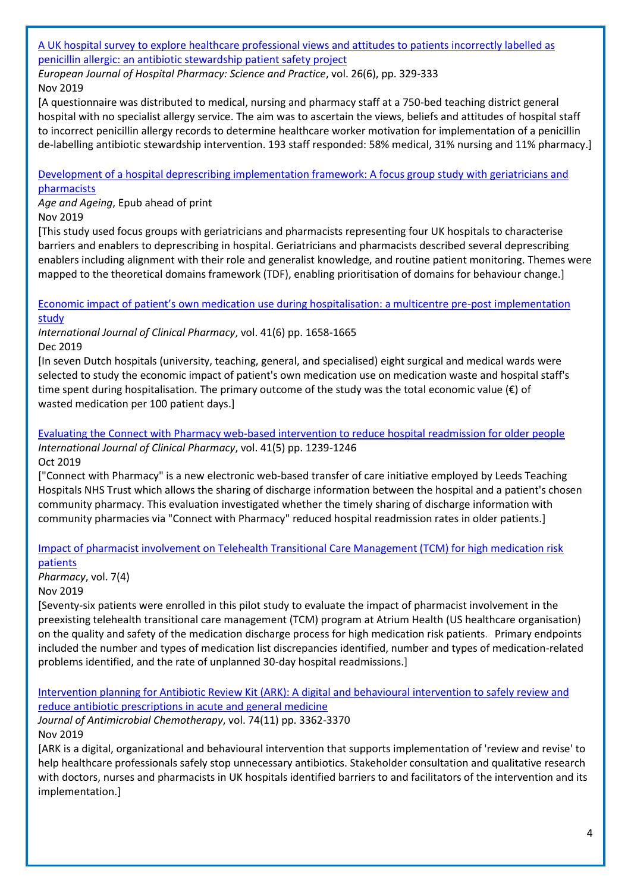[A UK hospital survey to explore healthcare professional views and attitudes to patients incorrectly labelled as penicillin allergic: an antibiotic stewardship patient safety project]

*European Journal of Hospital Pharmacy: Science and Practice*, vol. 26(6), pp. 329-333
Nov 2019

[A questionnaire was distributed to medical, nursing and pharmacy staff at a 750-bed teaching district general hospital with no specialist allergy service. The aim was to ascertain the views, beliefs and attitudes of hospital staff to incorrect penicillin allergy records to determine healthcare worker motivation for implementation of a penicillin de-labelling antibiotic stewardship intervention. 193 staff responded: 58% medical, 31% nursing and 11% pharmacy.]

[Development of a hospital deprescribing implementation framework: A focus group study with geriatricians and pharmacists]

*Age and Ageing*, Epub ahead of print
Nov 2019

[This study used focus groups with geriatricians and pharmacists representing four UK hospitals to characterise barriers and enablers to deprescribing in hospital. Geriatricians and pharmacists described several deprescribing enablers including alignment with their role and generalist knowledge, and routine patient monitoring. Themes were mapped to the theoretical domains framework (TDF), enabling prioritisation of domains for behaviour change.]

[Economic impact of patient's own medication use during hospitalisation: a multicentre pre-post implementation study]

*International Journal of Clinical Pharmacy*, vol. 41(6) pp. 1658-1665
Dec 2019

[In seven Dutch hospitals (university, teaching, general, and specialised) eight surgical and medical wards were selected to study the economic impact of patient's own medication use on medication waste and hospital staff's time spent during hospitalisation. The primary outcome of the study was the total economic value (€) of wasted medication per 100 patient days.]

[Evaluating the Connect with Pharmacy web-based intervention to reduce hospital readmission for older people]

*International Journal of Clinical Pharmacy*, vol. 41(5) pp. 1239-1246
Oct 2019

["Connect with Pharmacy" is a new electronic web-based transfer of care initiative employed by Leeds Teaching Hospitals NHS Trust which allows the sharing of discharge information between the hospital and a patient's chosen community pharmacy. This evaluation investigated whether the timely sharing of discharge information with community pharmacies via "Connect with Pharmacy" reduced hospital readmission rates in older patients.]

[Impact of pharmacist involvement on Telehealth Transitional Care Management (TCM) for high medication risk patients]

*Pharmacy*, vol. 7(4)
Nov 2019

[Seventy-six patients were enrolled in this pilot study to evaluate the impact of pharmacist involvement in the preexisting telehealth transitional care management (TCM) program at Atrium Health (US healthcare organisation) on the quality and safety of the medication discharge process for high medication risk patients. Primary endpoints included the number and types of medication list discrepancies identified, number and types of medication-related problems identified, and the rate of unplanned 30-day hospital readmissions.]

[Intervention planning for Antibiotic Review Kit (ARK): A digital and behavioural intervention to safely review and reduce antibiotic prescriptions in acute and general medicine]

*Journal of Antimicrobial Chemotherapy*, vol. 74(11) pp. 3362-3370
Nov 2019

[ARK is a digital, organizational and behavioural intervention that supports implementation of 'review and revise' to help healthcare professionals safely stop unnecessary antibiotics. Stakeholder consultation and qualitative research with doctors, nurses and pharmacists in UK hospitals identified barriers to and facilitators of the intervention and its implementation.]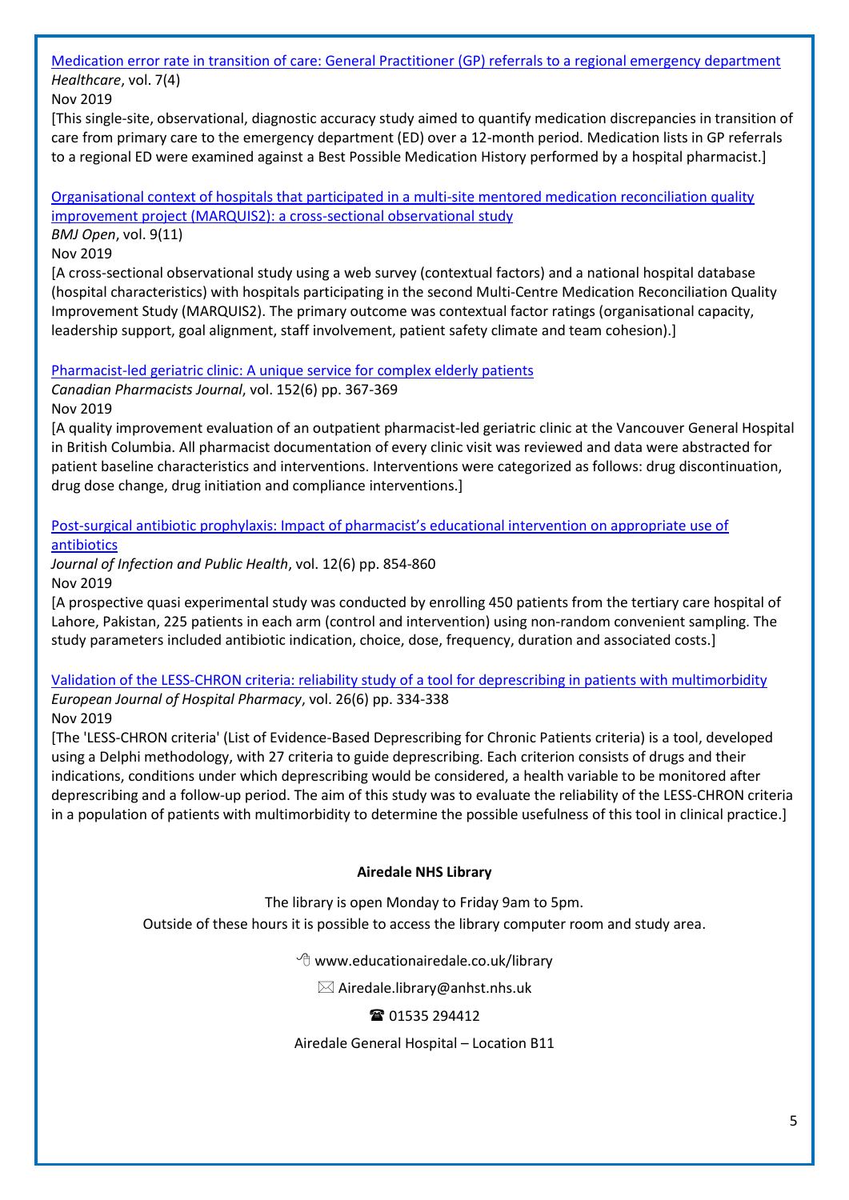[Medication error rate in transition of care: General Practitioner (GP) referrals to a regional emergency department]

*Healthcare*, vol. 7(4)

Nov 2019

[This single-site, observational, diagnostic accuracy study aimed to quantify medication discrepancies in transition of care from primary care to the emergency department (ED) over a 12-month period. Medication lists in GP referrals to a regional ED were examined against a Best Possible Medication History performed by a hospital pharmacist.]

[Organisational context of hospitals that participated in a multi-site mentored medication reconciliation quality improvement project (MARQUIS2): a cross-sectional observational study]

*BMJ Open*, vol. 9(11)

Nov 2019

[A cross-sectional observational study using a web survey (contextual factors) and a national hospital database (hospital characteristics) with hospitals participating in the second Multi-Centre Medication Reconciliation Quality Improvement Study (MARQUIS2). The primary outcome was contextual factor ratings (organisational capacity, leadership support, goal alignment, staff involvement, patient safety climate and team cohesion).]

[Pharmacist-led geriatric clinic: A unique service for complex elderly patients]

*Canadian Pharmacists Journal*, vol. 152(6) pp. 367-369

Nov 2019

[A quality improvement evaluation of an outpatient pharmacist-led geriatric clinic at the Vancouver General Hospital in British Columbia. All pharmacist documentation of every clinic visit was reviewed and data were abstracted for patient baseline characteristics and interventions. Interventions were categorized as follows: drug discontinuation, drug dose change, drug initiation and compliance interventions.]

[Post-surgical antibiotic prophylaxis: Impact of pharmacist's educational intervention on appropriate use of antibiotics]

*Journal of Infection and Public Health*, vol. 12(6) pp. 854-860

Nov 2019

[A prospective quasi experimental study was conducted by enrolling 450 patients from the tertiary care hospital of Lahore, Pakistan, 225 patients in each arm (control and intervention) using non-random convenient sampling. The study parameters included antibiotic indication, choice, dose, frequency, duration and associated costs.]

[Validation of the LESS-CHRON criteria: reliability study of a tool for deprescribing in patients with multimorbidity]

*European Journal of Hospital Pharmacy*, vol. 26(6) pp. 334-338

Nov 2019

[The 'LESS-CHRON criteria' (List of Evidence-Based Deprescribing for Chronic Patients criteria) is a tool, developed using a Delphi methodology, with 27 criteria to guide deprescribing. Each criterion consists of drugs and their indications, conditions under which deprescribing would be considered, a health variable to be monitored after deprescribing and a follow-up period. The aim of this study was to evaluate the reliability of the LESS-CHRON criteria in a population of patients with multimorbidity to determine the possible usefulness of this tool in clinical practice.]

**Airedale NHS Library**

The library is open Monday to Friday 9am to 5pm.

Outside of these hours it is possible to access the library computer room and study area.

www.educationairedale.co.uk/library

Airedale.library@anhst.nhs.uk

☎ 01535 294412

Airedale General Hospital – Location B11